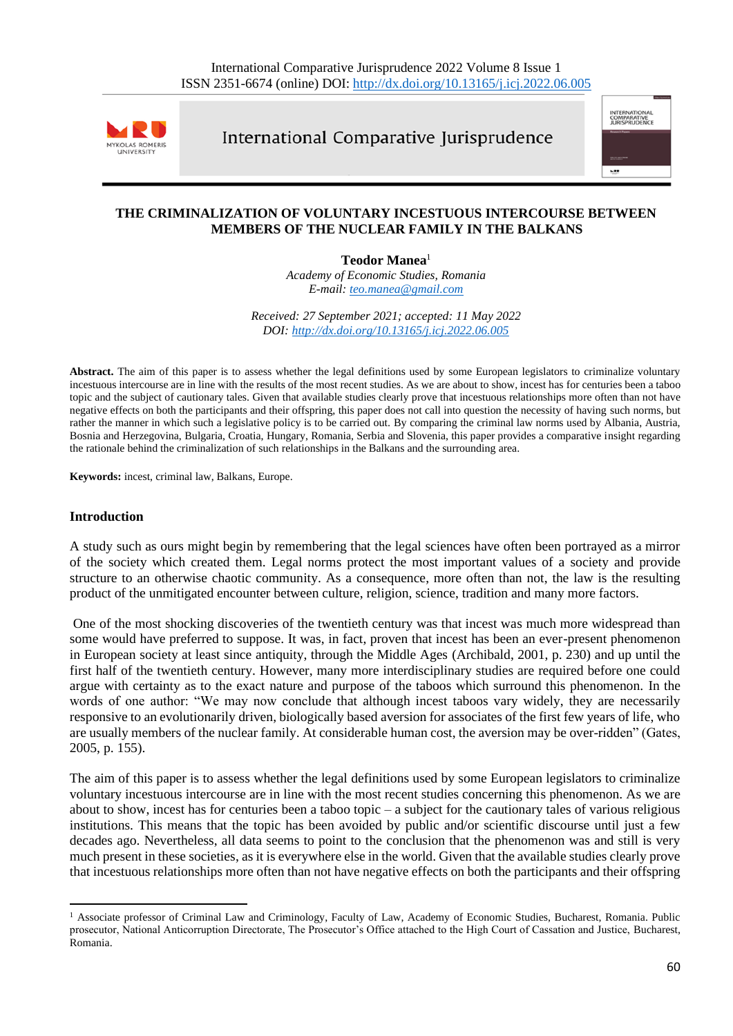# THE CRIMINALIZATION OF VOLUNTARY INCESTUOUS INTERCOURSE BETWEEN MEMBERS OF THE NUCLEAR FAMILY IN THE BALKANS

**Teodor Manea**[1]

*Academy of Economic Studies, Romania*

*E-mail: teo.manea@gmail.com*

*Received: 27 September 2021; accepted: 11 May 2022*

*DOI: http://dx.doi.org/10.13165/j.icj.2022.06.005*

**Abstract.** The aim of this paper is to assess whether the legal definitions used by some European legislators to criminalize voluntary incestuous intercourse are in line with the results of the most recent studies. As we are about to show, incest has for centuries been a taboo topic and the subject of cautionary tales. Given that available studies clearly prove that incestuous relationships more often than not have negative effects on both the participants and their offspring, this paper does not call into question the necessity of having such norms, but rather the manner in which such a legislative policy is to be carried out. By comparing the criminal law norms used by Albania, Austria, Bosnia and Herzegovina, Bulgaria, Croatia, Hungary, Romania, Serbia and Slovenia, this paper provides a comparative insight regarding the rationale behind the criminalization of such relationships in the Balkans and the surrounding area.

**Keywords:** incest, criminal law, Balkans, Europe.

## Introduction

A study such as ours might begin by remembering that the legal sciences have often been portrayed as a mirror of the society which created them. Legal norms protect the most important values of a society and provide structure to an otherwise chaotic community. As a consequence, more often than not, the law is the resulting product of the unmitigated encounter between culture, religion, science, tradition and many more factors.

One of the most shocking discoveries of the twentieth century was that incest was much more widespread than some would have preferred to suppose. It was, in fact, proven that incest has been an ever-present phenomenon in European society at least since antiquity, through the Middle Ages (Archibald, 2001, p. 230) and up until the first half of the twentieth century. However, many more interdisciplinary studies are required before one could argue with certainty as to the exact nature and purpose of the taboos which surround this phenomenon. In the words of one author: "We may now conclude that although incest taboos vary widely, they are necessarily responsive to an evolutionarily driven, biologically based aversion for associates of the first few years of life, who are usually members of the nuclear family. At considerable human cost, the aversion may be over-ridden" (Gates, 2005, p. 155).

The aim of this paper is to assess whether the legal definitions used by some European legislators to criminalize voluntary incestuous intercourse are in line with the most recent studies concerning this phenomenon. As we are about to show, incest has for centuries been a taboo topic – a subject for the cautionary tales of various religious institutions. This means that the topic has been avoided by public and/or scientific discourse until just a few decades ago. Nevertheless, all data seems to point to the conclusion that the phenomenon was and still is very much present in these societies, as it is everywhere else in the world. Given that the available studies clearly prove that incestuous relationships more often than not have negative effects on both the participants and their offspring

---

[1] Associate professor of Criminal Law and Criminology, Faculty of Law, Academy of Economic Studies, Bucharest, Romania. Public prosecutor, National Anticorruption Directorate, The Prosecutor's Office attached to the High Court of Cassation and Justice, Bucharest, Romania.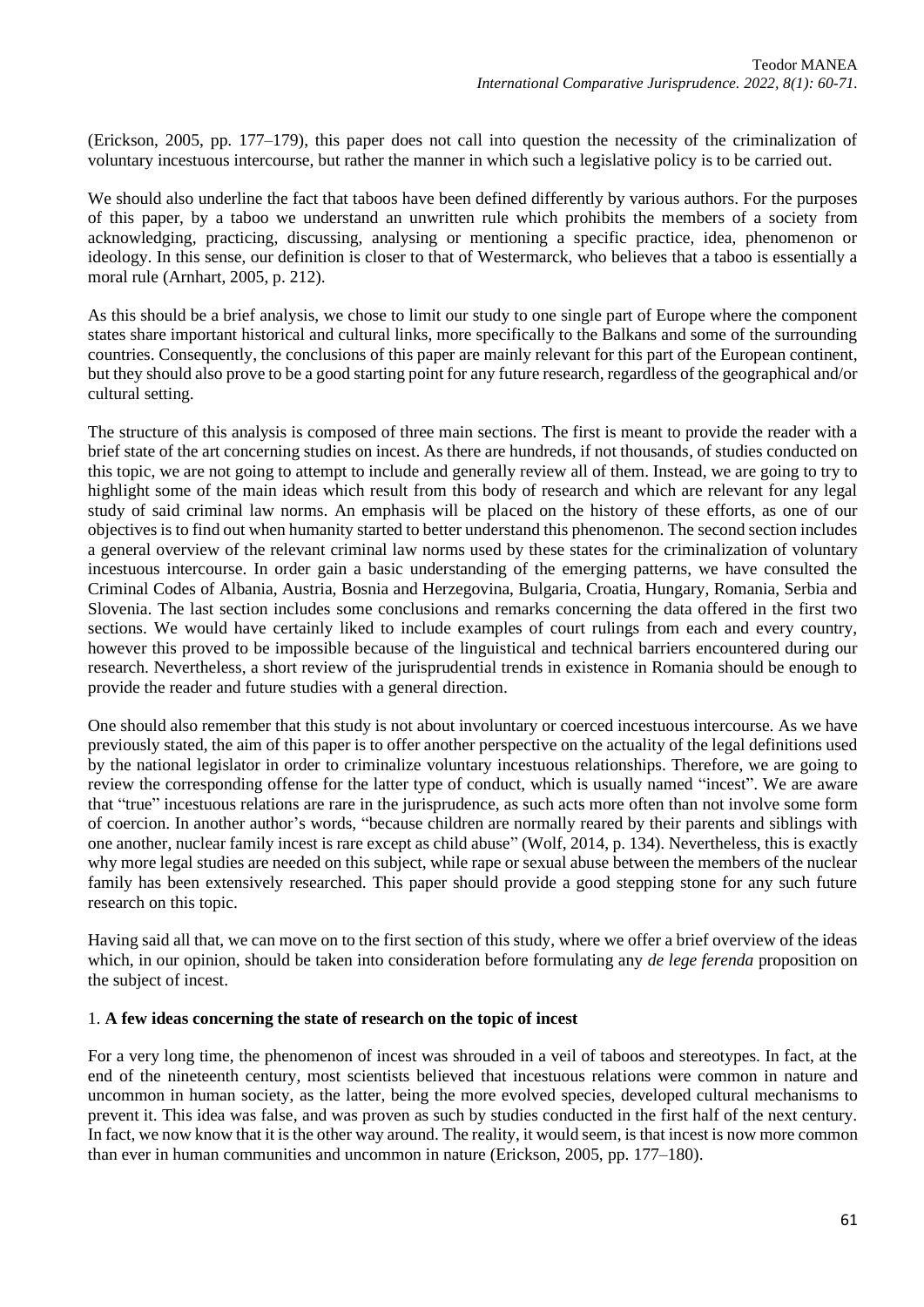(Erickson, 2005, pp. 177–179), this paper does not call into question the necessity of the criminalization of voluntary incestuous intercourse, but rather the manner in which such a legislative policy is to be carried out.

We should also underline the fact that taboos have been defined differently by various authors. For the purposes of this paper, by a taboo we understand an unwritten rule which prohibits the members of a society from acknowledging, practicing, discussing, analysing or mentioning a specific practice, idea, phenomenon or ideology. In this sense, our definition is closer to that of Westermarck, who believes that a taboo is essentially a moral rule (Arnhart, 2005, p. 212).

As this should be a brief analysis, we chose to limit our study to one single part of Europe where the component states share important historical and cultural links, more specifically to the Balkans and some of the surrounding countries. Consequently, the conclusions of this paper are mainly relevant for this part of the European continent, but they should also prove to be a good starting point for any future research, regardless of the geographical and/or cultural setting.

The structure of this analysis is composed of three main sections. The first is meant to provide the reader with a brief state of the art concerning studies on incest. As there are hundreds, if not thousands, of studies conducted on this topic, we are not going to attempt to include and generally review all of them. Instead, we are going to try to highlight some of the main ideas which result from this body of research and which are relevant for any legal study of said criminal law norms. An emphasis will be placed on the history of these efforts, as one of our objectives is to find out when humanity started to better understand this phenomenon. The second section includes a general overview of the relevant criminal law norms used by these states for the criminalization of voluntary incestuous intercourse. In order gain a basic understanding of the emerging patterns, we have consulted the Criminal Codes of Albania, Austria, Bosnia and Herzegovina, Bulgaria, Croatia, Hungary, Romania, Serbia and Slovenia. The last section includes some conclusions and remarks concerning the data offered in the first two sections. We would have certainly liked to include examples of court rulings from each and every country, however this proved to be impossible because of the linguistical and technical barriers encountered during our research. Nevertheless, a short review of the jurisprudential trends in existence in Romania should be enough to provide the reader and future studies with a general direction.

One should also remember that this study is not about involuntary or coerced incestuous intercourse. As we have previously stated, the aim of this paper is to offer another perspective on the actuality of the legal definitions used by the national legislator in order to criminalize voluntary incestuous relationships. Therefore, we are going to review the corresponding offense for the latter type of conduct, which is usually named "incest". We are aware that "true" incestuous relations are rare in the jurisprudence, as such acts more often than not involve some form of coercion. In another author's words, "because children are normally reared by their parents and siblings with one another, nuclear family incest is rare except as child abuse" (Wolf, 2014, p. 134). Nevertheless, this is exactly why more legal studies are needed on this subject, while rape or sexual abuse between the members of the nuclear family has been extensively researched. This paper should provide a good stepping stone for any such future research on this topic.

Having said all that, we can move on to the first section of this study, where we offer a brief overview of the ideas which, in our opinion, should be taken into consideration before formulating any *de lege ferenda* proposition on the subject of incest.

## 1. **A few ideas concerning the state of research on the topic of incest**

For a very long time, the phenomenon of incest was shrouded in a veil of taboos and stereotypes. In fact, at the end of the nineteenth century, most scientists believed that incestuous relations were common in nature and uncommon in human society, as the latter, being the more evolved species, developed cultural mechanisms to prevent it. This idea was false, and was proven as such by studies conducted in the first half of the next century. In fact, we now know that it is the other way around. The reality, it would seem, is that incest is now more common than ever in human communities and uncommon in nature (Erickson, 2005, pp. 177–180).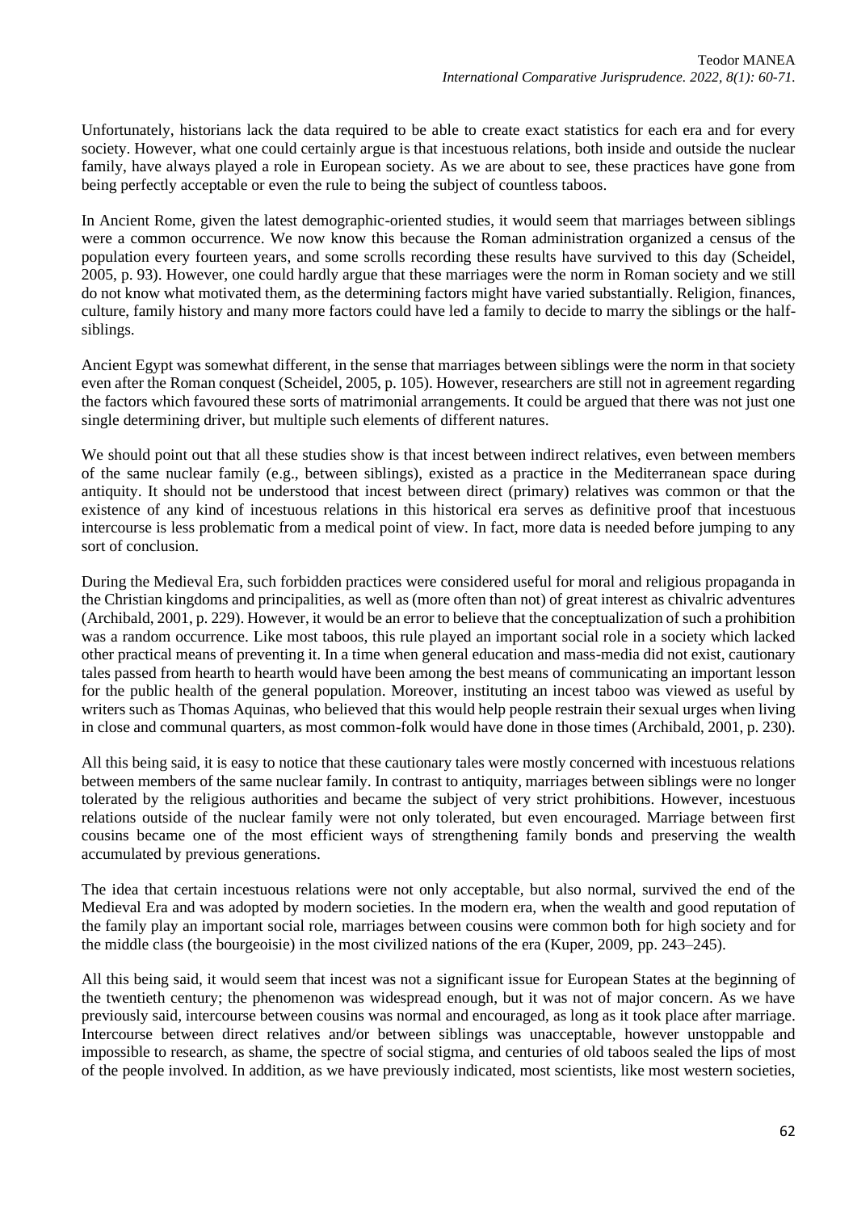Unfortunately, historians lack the data required to be able to create exact statistics for each era and for every society. However, what one could certainly argue is that incestuous relations, both inside and outside the nuclear family, have always played a role in European society. As we are about to see, these practices have gone from being perfectly acceptable or even the rule to being the subject of countless taboos.

In Ancient Rome, given the latest demographic-oriented studies, it would seem that marriages between siblings were a common occurrence. We now know this because the Roman administration organized a census of the population every fourteen years, and some scrolls recording these results have survived to this day (Scheidel, 2005, p. 93). However, one could hardly argue that these marriages were the norm in Roman society and we still do not know what motivated them, as the determining factors might have varied substantially. Religion, finances, culture, family history and many more factors could have led a family to decide to marry the siblings or the half-siblings.

Ancient Egypt was somewhat different, in the sense that marriages between siblings were the norm in that society even after the Roman conquest (Scheidel, 2005, p. 105). However, researchers are still not in agreement regarding the factors which favoured these sorts of matrimonial arrangements. It could be argued that there was not just one single determining driver, but multiple such elements of different natures.

We should point out that all these studies show is that incest between indirect relatives, even between members of the same nuclear family (e.g., between siblings), existed as a practice in the Mediterranean space during antiquity. It should not be understood that incest between direct (primary) relatives was common or that the existence of any kind of incestuous relations in this historical era serves as definitive proof that incestuous intercourse is less problematic from a medical point of view. In fact, more data is needed before jumping to any sort of conclusion.

During the Medieval Era, such forbidden practices were considered useful for moral and religious propaganda in the Christian kingdoms and principalities, as well as (more often than not) of great interest as chivalric adventures (Archibald, 2001, p. 229). However, it would be an error to believe that the conceptualization of such a prohibition was a random occurrence. Like most taboos, this rule played an important social role in a society which lacked other practical means of preventing it. In a time when general education and mass-media did not exist, cautionary tales passed from hearth to hearth would have been among the best means of communicating an important lesson for the public health of the general population. Moreover, instituting an incest taboo was viewed as useful by writers such as Thomas Aquinas, who believed that this would help people restrain their sexual urges when living in close and communal quarters, as most common-folk would have done in those times (Archibald, 2001, p. 230).

All this being said, it is easy to notice that these cautionary tales were mostly concerned with incestuous relations between members of the same nuclear family. In contrast to antiquity, marriages between siblings were no longer tolerated by the religious authorities and became the subject of very strict prohibitions. However, incestuous relations outside of the nuclear family were not only tolerated, but even encouraged. Marriage between first cousins became one of the most efficient ways of strengthening family bonds and preserving the wealth accumulated by previous generations.

The idea that certain incestuous relations were not only acceptable, but also normal, survived the end of the Medieval Era and was adopted by modern societies. In the modern era, when the wealth and good reputation of the family play an important social role, marriages between cousins were common both for high society and for the middle class (the bourgeoisie) in the most civilized nations of the era (Kuper, 2009, pp. 243–245).

All this being said, it would seem that incest was not a significant issue for European States at the beginning of the twentieth century; the phenomenon was widespread enough, but it was not of major concern. As we have previously said, intercourse between cousins was normal and encouraged, as long as it took place after marriage. Intercourse between direct relatives and/or between siblings was unacceptable, however unstoppable and impossible to research, as shame, the spectre of social stigma, and centuries of old taboos sealed the lips of most of the people involved. In addition, as we have previously indicated, most scientists, like most western societies,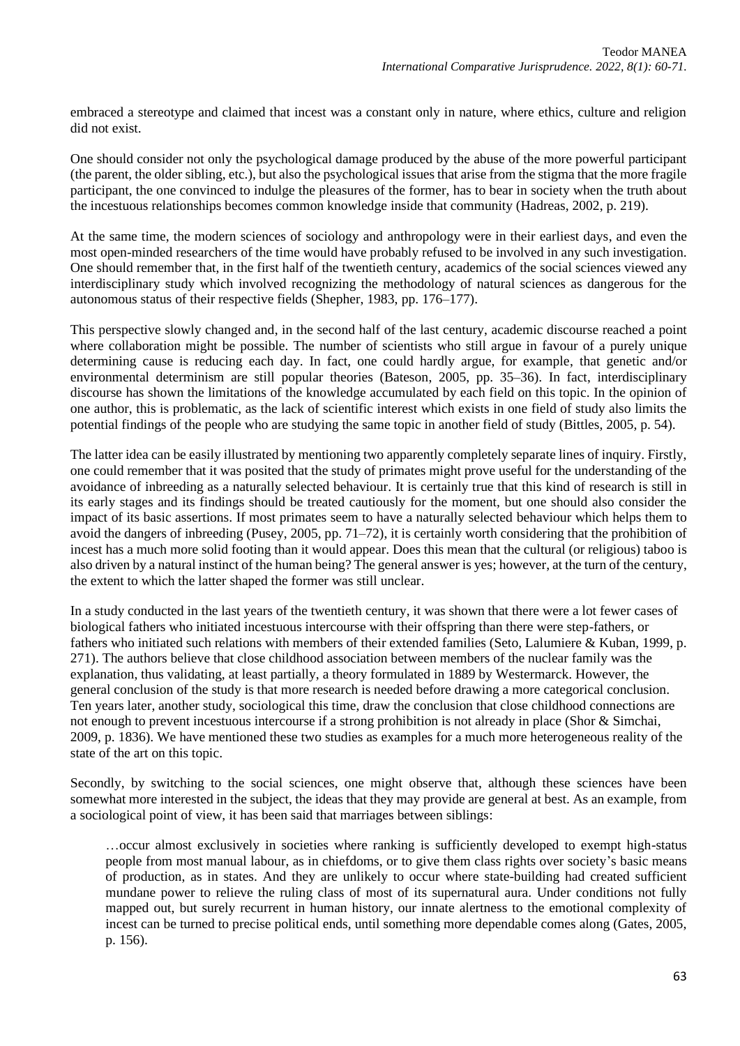embraced a stereotype and claimed that incest was a constant only in nature, where ethics, culture and religion did not exist.

One should consider not only the psychological damage produced by the abuse of the more powerful participant (the parent, the older sibling, etc.), but also the psychological issues that arise from the stigma that the more fragile participant, the one convinced to indulge the pleasures of the former, has to bear in society when the truth about the incestuous relationships becomes common knowledge inside that community (Hadreas, 2002, p. 219).

At the same time, the modern sciences of sociology and anthropology were in their earliest days, and even the most open-minded researchers of the time would have probably refused to be involved in any such investigation. One should remember that, in the first half of the twentieth century, academics of the social sciences viewed any interdisciplinary study which involved recognizing the methodology of natural sciences as dangerous for the autonomous status of their respective fields (Shepher, 1983, pp. 176–177).

This perspective slowly changed and, in the second half of the last century, academic discourse reached a point where collaboration might be possible. The number of scientists who still argue in favour of a purely unique determining cause is reducing each day. In fact, one could hardly argue, for example, that genetic and/or environmental determinism are still popular theories (Bateson, 2005, pp. 35–36). In fact, interdisciplinary discourse has shown the limitations of the knowledge accumulated by each field on this topic. In the opinion of one author, this is problematic, as the lack of scientific interest which exists in one field of study also limits the potential findings of the people who are studying the same topic in another field of study (Bittles, 2005, p. 54).

The latter idea can be easily illustrated by mentioning two apparently completely separate lines of inquiry. Firstly, one could remember that it was posited that the study of primates might prove useful for the understanding of the avoidance of inbreeding as a naturally selected behaviour. It is certainly true that this kind of research is still in its early stages and its findings should be treated cautiously for the moment, but one should also consider the impact of its basic assertions. If most primates seem to have a naturally selected behaviour which helps them to avoid the dangers of inbreeding (Pusey, 2005, pp. 71–72), it is certainly worth considering that the prohibition of incest has a much more solid footing than it would appear. Does this mean that the cultural (or religious) taboo is also driven by a natural instinct of the human being? The general answer is yes; however, at the turn of the century, the extent to which the latter shaped the former was still unclear.

In a study conducted in the last years of the twentieth century, it was shown that there were a lot fewer cases of biological fathers who initiated incestuous intercourse with their offspring than there were step-fathers, or fathers who initiated such relations with members of their extended families (Seto, Lalumiere & Kuban, 1999, p. 271). The authors believe that close childhood association between members of the nuclear family was the explanation, thus validating, at least partially, a theory formulated in 1889 by Westermarck. However, the general conclusion of the study is that more research is needed before drawing a more categorical conclusion. Ten years later, another study, sociological this time, draw the conclusion that close childhood connections are not enough to prevent incestuous intercourse if a strong prohibition is not already in place (Shor & Simchai, 2009, p. 1836). We have mentioned these two studies as examples for a much more heterogeneous reality of the state of the art on this topic.

Secondly, by switching to the social sciences, one might observe that, although these sciences have been somewhat more interested in the subject, the ideas that they may provide are general at best. As an example, from a sociological point of view, it has been said that marriages between siblings:

> …occur almost exclusively in societies where ranking is sufficiently developed to exempt high-status people from most manual labour, as in chiefdoms, or to give them class rights over society's basic means of production, as in states. And they are unlikely to occur where state-building had created sufficient mundane power to relieve the ruling class of most of its supernatural aura. Under conditions not fully mapped out, but surely recurrent in human history, our innate alertness to the emotional complexity of incest can be turned to precise political ends, until something more dependable comes along (Gates, 2005, p. 156).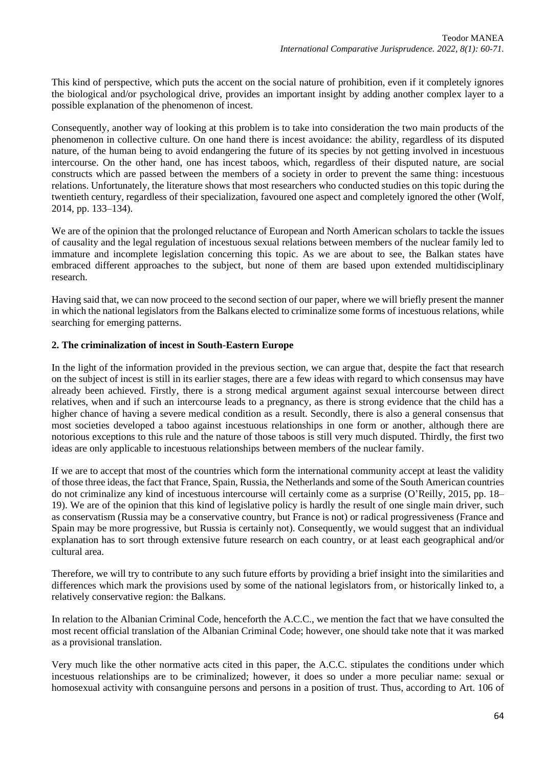This kind of perspective, which puts the accent on the social nature of prohibition, even if it completely ignores the biological and/or psychological drive, provides an important insight by adding another complex layer to a possible explanation of the phenomenon of incest.

Consequently, another way of looking at this problem is to take into consideration the two main products of the phenomenon in collective culture. On one hand there is incest avoidance: the ability, regardless of its disputed nature, of the human being to avoid endangering the future of its species by not getting involved in incestuous intercourse. On the other hand, one has incest taboos, which, regardless of their disputed nature, are social constructs which are passed between the members of a society in order to prevent the same thing: incestuous relations. Unfortunately, the literature shows that most researchers who conducted studies on this topic during the twentieth century, regardless of their specialization, favoured one aspect and completely ignored the other (Wolf, 2014, pp. 133–134).

We are of the opinion that the prolonged reluctance of European and North American scholars to tackle the issues of causality and the legal regulation of incestuous sexual relations between members of the nuclear family led to immature and incomplete legislation concerning this topic. As we are about to see, the Balkan states have embraced different approaches to the subject, but none of them are based upon extended multidisciplinary research.

Having said that, we can now proceed to the second section of our paper, where we will briefly present the manner in which the national legislators from the Balkans elected to criminalize some forms of incestuous relations, while searching for emerging patterns.

## 2. The criminalization of incest in South-Eastern Europe

In the light of the information provided in the previous section, we can argue that, despite the fact that research on the subject of incest is still in its earlier stages, there are a few ideas with regard to which consensus may have already been achieved. Firstly, there is a strong medical argument against sexual intercourse between direct relatives, when and if such an intercourse leads to a pregnancy, as there is strong evidence that the child has a higher chance of having a severe medical condition as a result. Secondly, there is also a general consensus that most societies developed a taboo against incestuous relationships in one form or another, although there are notorious exceptions to this rule and the nature of those taboos is still very much disputed. Thirdly, the first two ideas are only applicable to incestuous relationships between members of the nuclear family.

If we are to accept that most of the countries which form the international community accept at least the validity of those three ideas, the fact that France, Spain, Russia, the Netherlands and some of the South American countries do not criminalize any kind of incestuous intercourse will certainly come as a surprise (O'Reilly, 2015, pp. 18–19). We are of the opinion that this kind of legislative policy is hardly the result of one single main driver, such as conservatism (Russia may be a conservative country, but France is not) or radical progressiveness (France and Spain may be more progressive, but Russia is certainly not). Consequently, we would suggest that an individual explanation has to sort through extensive future research on each country, or at least each geographical and/or cultural area.

Therefore, we will try to contribute to any such future efforts by providing a brief insight into the similarities and differences which mark the provisions used by some of the national legislators from, or historically linked to, a relatively conservative region: the Balkans.

In relation to the Albanian Criminal Code, henceforth the A.C.C., we mention the fact that we have consulted the most recent official translation of the Albanian Criminal Code; however, one should take note that it was marked as a provisional translation.

Very much like the other normative acts cited in this paper, the A.C.C. stipulates the conditions under which incestuous relationships are to be criminalized; however, it does so under a more peculiar name: sexual or homosexual activity with consanguine persons and persons in a position of trust. Thus, according to Art. 106 of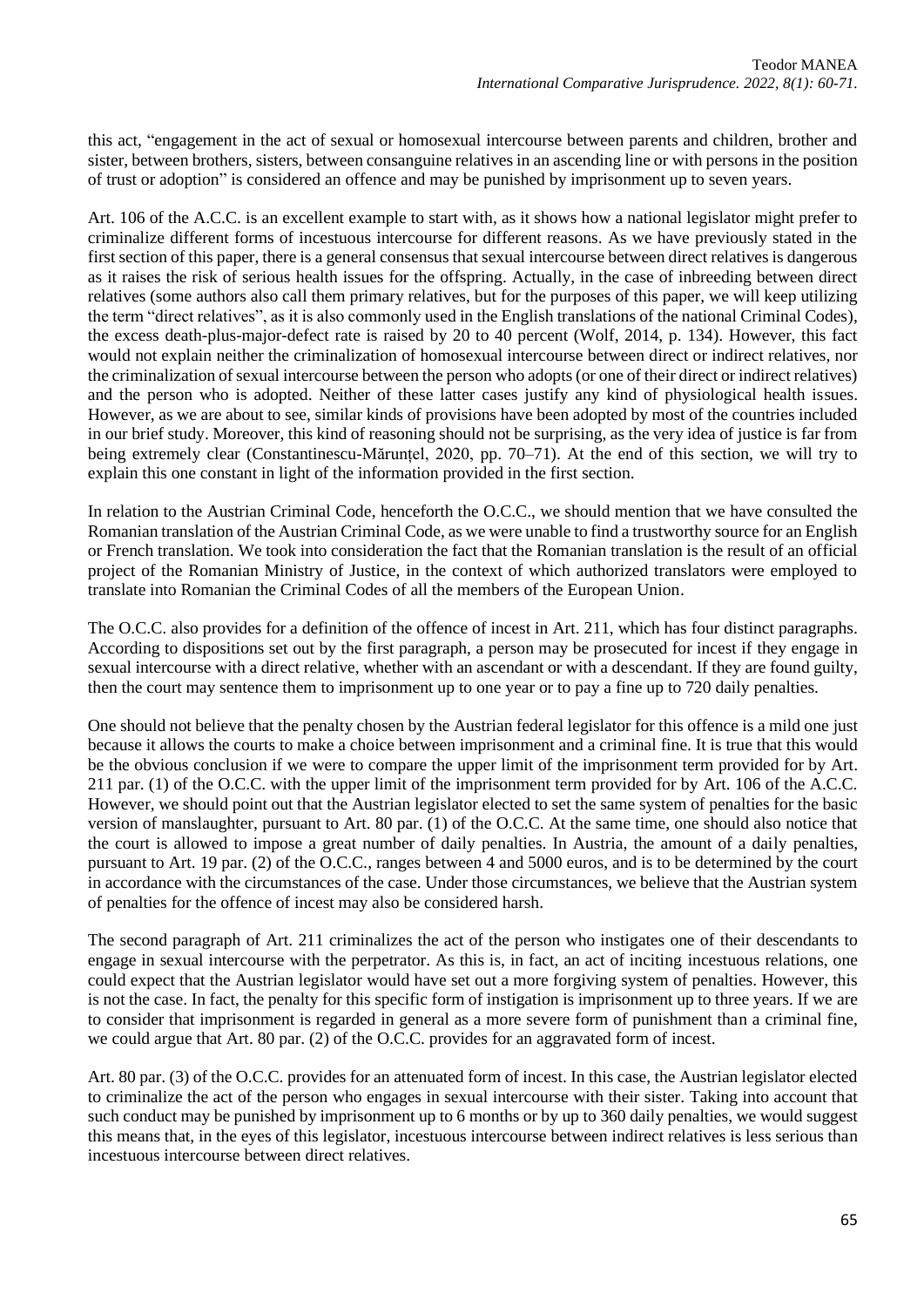this act, "engagement in the act of sexual or homosexual intercourse between parents and children, brother and sister, between brothers, sisters, between consanguine relatives in an ascending line or with persons in the position of trust or adoption" is considered an offence and may be punished by imprisonment up to seven years.

Art. 106 of the A.C.C. is an excellent example to start with, as it shows how a national legislator might prefer to criminalize different forms of incestuous intercourse for different reasons. As we have previously stated in the first section of this paper, there is a general consensus that sexual intercourse between direct relatives is dangerous as it raises the risk of serious health issues for the offspring. Actually, in the case of inbreeding between direct relatives (some authors also call them primary relatives, but for the purposes of this paper, we will keep utilizing the term "direct relatives", as it is also commonly used in the English translations of the national Criminal Codes), the excess death-plus-major-defect rate is raised by 20 to 40 percent (Wolf, 2014, p. 134). However, this fact would not explain neither the criminalization of homosexual intercourse between direct or indirect relatives, nor the criminalization of sexual intercourse between the person who adopts (or one of their direct or indirect relatives) and the person who is adopted. Neither of these latter cases justify any kind of physiological health issues. However, as we are about to see, similar kinds of provisions have been adopted by most of the countries included in our brief study. Moreover, this kind of reasoning should not be surprising, as the very idea of justice is far from being extremely clear (Constantinescu-Mărunțel, 2020, pp. 70–71). At the end of this section, we will try to explain this one constant in light of the information provided in the first section.

In relation to the Austrian Criminal Code, henceforth the O.C.C., we should mention that we have consulted the Romanian translation of the Austrian Criminal Code, as we were unable to find a trustworthy source for an English or French translation. We took into consideration the fact that the Romanian translation is the result of an official project of the Romanian Ministry of Justice, in the context of which authorized translators were employed to translate into Romanian the Criminal Codes of all the members of the European Union.

The O.C.C. also provides for a definition of the offence of incest in Art. 211, which has four distinct paragraphs. According to dispositions set out by the first paragraph, a person may be prosecuted for incest if they engage in sexual intercourse with a direct relative, whether with an ascendant or with a descendant. If they are found guilty, then the court may sentence them to imprisonment up to one year or to pay a fine up to 720 daily penalties.

One should not believe that the penalty chosen by the Austrian federal legislator for this offence is a mild one just because it allows the courts to make a choice between imprisonment and a criminal fine. It is true that this would be the obvious conclusion if we were to compare the upper limit of the imprisonment term provided for by Art. 211 par. (1) of the O.C.C. with the upper limit of the imprisonment term provided for by Art. 106 of the A.C.C. However, we should point out that the Austrian legislator elected to set the same system of penalties for the basic version of manslaughter, pursuant to Art. 80 par. (1) of the O.C.C. At the same time, one should also notice that the court is allowed to impose a great number of daily penalties. In Austria, the amount of a daily penalties, pursuant to Art. 19 par. (2) of the O.C.C., ranges between 4 and 5000 euros, and is to be determined by the court in accordance with the circumstances of the case. Under those circumstances, we believe that the Austrian system of penalties for the offence of incest may also be considered harsh.

The second paragraph of Art. 211 criminalizes the act of the person who instigates one of their descendants to engage in sexual intercourse with the perpetrator. As this is, in fact, an act of inciting incestuous relations, one could expect that the Austrian legislator would have set out a more forgiving system of penalties. However, this is not the case. In fact, the penalty for this specific form of instigation is imprisonment up to three years. If we are to consider that imprisonment is regarded in general as a more severe form of punishment than a criminal fine, we could argue that Art. 80 par. (2) of the O.C.C. provides for an aggravated form of incest.

Art. 80 par. (3) of the O.C.C. provides for an attenuated form of incest. In this case, the Austrian legislator elected to criminalize the act of the person who engages in sexual intercourse with their sister. Taking into account that such conduct may be punished by imprisonment up to 6 months or by up to 360 daily penalties, we would suggest this means that, in the eyes of this legislator, incestuous intercourse between indirect relatives is less serious than incestuous intercourse between direct relatives.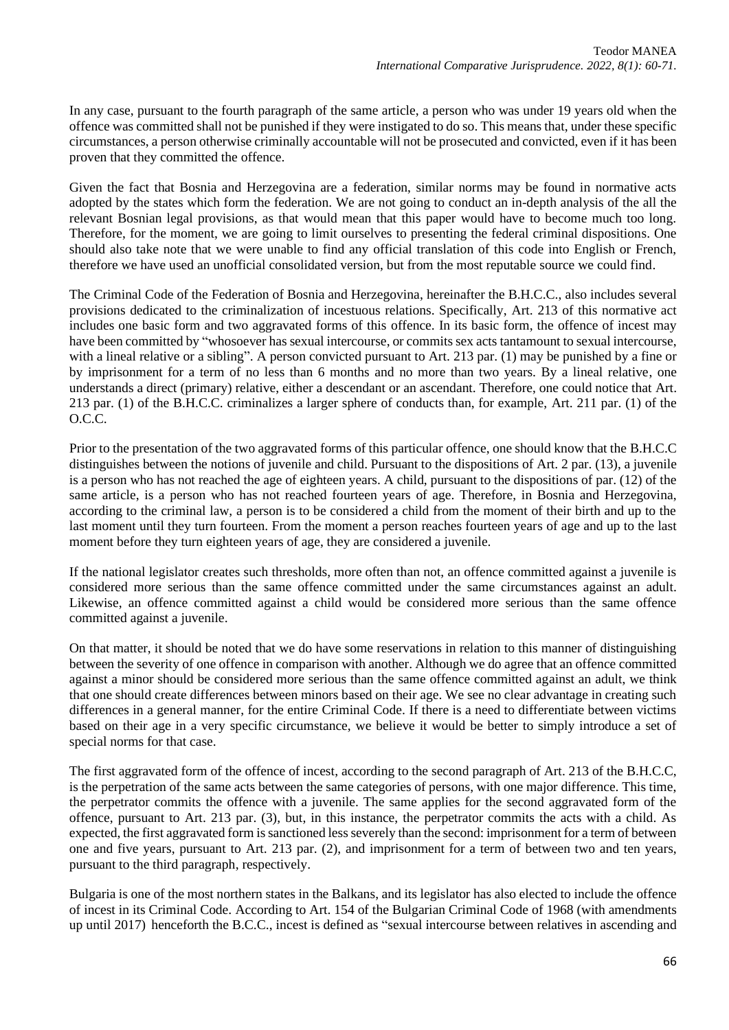In any case, pursuant to the fourth paragraph of the same article, a person who was under 19 years old when the offence was committed shall not be punished if they were instigated to do so. This means that, under these specific circumstances, a person otherwise criminally accountable will not be prosecuted and convicted, even if it has been proven that they committed the offence.

Given the fact that Bosnia and Herzegovina are a federation, similar norms may be found in normative acts adopted by the states which form the federation. We are not going to conduct an in-depth analysis of the all the relevant Bosnian legal provisions, as that would mean that this paper would have to become much too long. Therefore, for the moment, we are going to limit ourselves to presenting the federal criminal dispositions. One should also take note that we were unable to find any official translation of this code into English or French, therefore we have used an unofficial consolidated version, but from the most reputable source we could find.

The Criminal Code of the Federation of Bosnia and Herzegovina, hereinafter the B.H.C.C., also includes several provisions dedicated to the criminalization of incestuous relations. Specifically, Art. 213 of this normative act includes one basic form and two aggravated forms of this offence. In its basic form, the offence of incest may have been committed by "whosoever has sexual intercourse, or commits sex acts tantamount to sexual intercourse, with a lineal relative or a sibling". A person convicted pursuant to Art. 213 par. (1) may be punished by a fine or by imprisonment for a term of no less than 6 months and no more than two years. By a lineal relative, one understands a direct (primary) relative, either a descendant or an ascendant. Therefore, one could notice that Art. 213 par. (1) of the B.H.C.C. criminalizes a larger sphere of conducts than, for example, Art. 211 par. (1) of the O.C.C.

Prior to the presentation of the two aggravated forms of this particular offence, one should know that the B.H.C.C distinguishes between the notions of juvenile and child. Pursuant to the dispositions of Art. 2 par. (13), a juvenile is a person who has not reached the age of eighteen years. A child, pursuant to the dispositions of par. (12) of the same article, is a person who has not reached fourteen years of age. Therefore, in Bosnia and Herzegovina, according to the criminal law, a person is to be considered a child from the moment of their birth and up to the last moment until they turn fourteen. From the moment a person reaches fourteen years of age and up to the last moment before they turn eighteen years of age, they are considered a juvenile.

If the national legislator creates such thresholds, more often than not, an offence committed against a juvenile is considered more serious than the same offence committed under the same circumstances against an adult. Likewise, an offence committed against a child would be considered more serious than the same offence committed against a juvenile.

On that matter, it should be noted that we do have some reservations in relation to this manner of distinguishing between the severity of one offence in comparison with another. Although we do agree that an offence committed against a minor should be considered more serious than the same offence committed against an adult, we think that one should create differences between minors based on their age. We see no clear advantage in creating such differences in a general manner, for the entire Criminal Code. If there is a need to differentiate between victims based on their age in a very specific circumstance, we believe it would be better to simply introduce a set of special norms for that case.

The first aggravated form of the offence of incest, according to the second paragraph of Art. 213 of the B.H.C.C, is the perpetration of the same acts between the same categories of persons, with one major difference. This time, the perpetrator commits the offence with a juvenile. The same applies for the second aggravated form of the offence, pursuant to Art. 213 par. (3), but, in this instance, the perpetrator commits the acts with a child. As expected, the first aggravated form is sanctioned less severely than the second: imprisonment for a term of between one and five years, pursuant to Art. 213 par. (2), and imprisonment for a term of between two and ten years, pursuant to the third paragraph, respectively.

Bulgaria is one of the most northern states in the Balkans, and its legislator has also elected to include the offence of incest in its Criminal Code. According to Art. 154 of the Bulgarian Criminal Code of 1968 (with amendments up until 2017) henceforth the B.C.C., incest is defined as "sexual intercourse between relatives in ascending and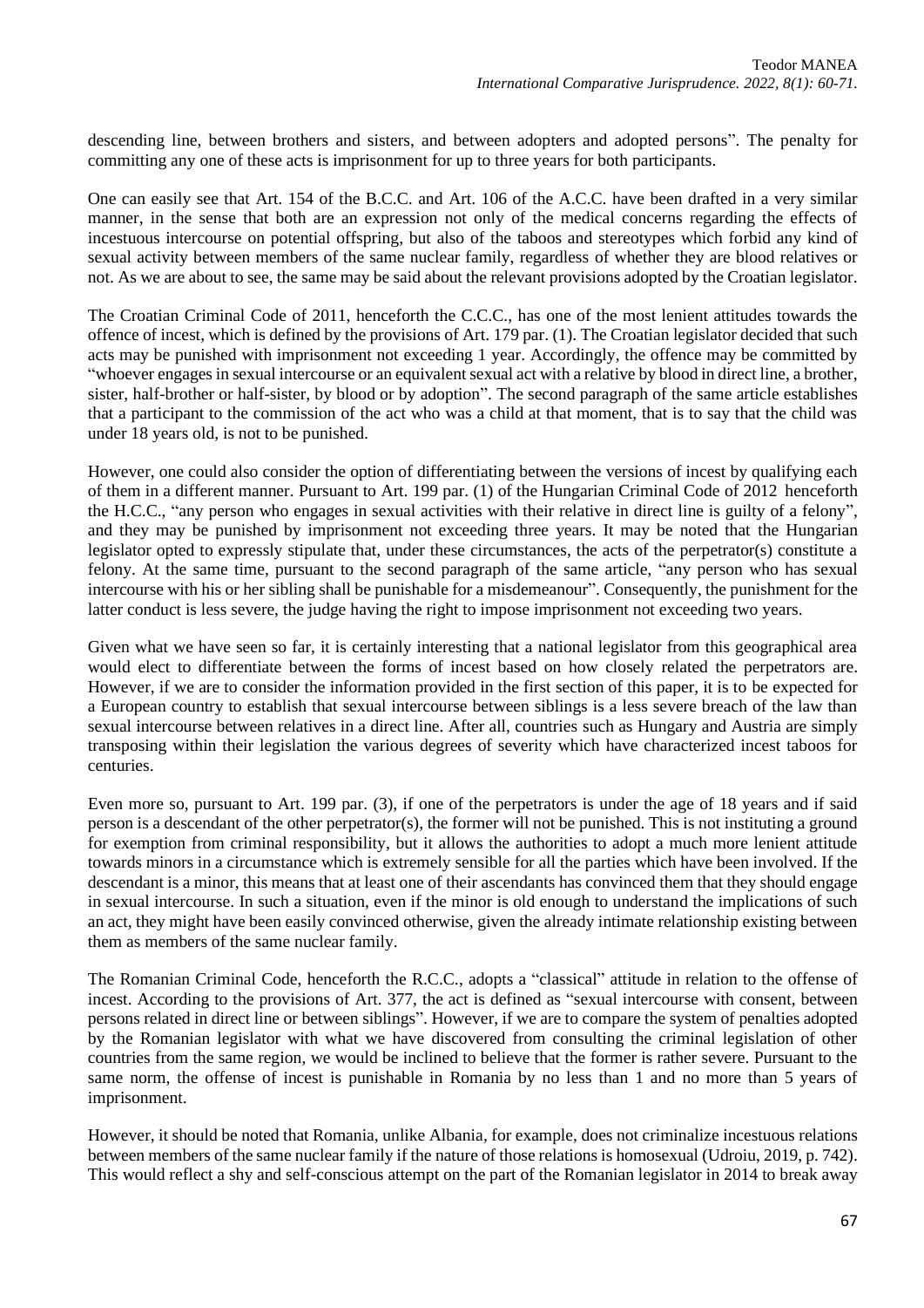descending line, between brothers and sisters, and between adopters and adopted persons". The penalty for committing any one of these acts is imprisonment for up to three years for both participants.

One can easily see that Art. 154 of the B.C.C. and Art. 106 of the A.C.C. have been drafted in a very similar manner, in the sense that both are an expression not only of the medical concerns regarding the effects of incestuous intercourse on potential offspring, but also of the taboos and stereotypes which forbid any kind of sexual activity between members of the same nuclear family, regardless of whether they are blood relatives or not. As we are about to see, the same may be said about the relevant provisions adopted by the Croatian legislator.

The Croatian Criminal Code of 2011, henceforth the C.C.C., has one of the most lenient attitudes towards the offence of incest, which is defined by the provisions of Art. 179 par. (1). The Croatian legislator decided that such acts may be punished with imprisonment not exceeding 1 year. Accordingly, the offence may be committed by "whoever engages in sexual intercourse or an equivalent sexual act with a relative by blood in direct line, a brother, sister, half-brother or half-sister, by blood or by adoption". The second paragraph of the same article establishes that a participant to the commission of the act who was a child at that moment, that is to say that the child was under 18 years old, is not to be punished.

However, one could also consider the option of differentiating between the versions of incest by qualifying each of them in a different manner. Pursuant to Art. 199 par. (1) of the Hungarian Criminal Code of 2012 henceforth the H.C.C., "any person who engages in sexual activities with their relative in direct line is guilty of a felony", and they may be punished by imprisonment not exceeding three years. It may be noted that the Hungarian legislator opted to expressly stipulate that, under these circumstances, the acts of the perpetrator(s) constitute a felony. At the same time, pursuant to the second paragraph of the same article, "any person who has sexual intercourse with his or her sibling shall be punishable for a misdemeanour". Consequently, the punishment for the latter conduct is less severe, the judge having the right to impose imprisonment not exceeding two years.

Given what we have seen so far, it is certainly interesting that a national legislator from this geographical area would elect to differentiate between the forms of incest based on how closely related the perpetrators are. However, if we are to consider the information provided in the first section of this paper, it is to be expected for a European country to establish that sexual intercourse between siblings is a less severe breach of the law than sexual intercourse between relatives in a direct line. After all, countries such as Hungary and Austria are simply transposing within their legislation the various degrees of severity which have characterized incest taboos for centuries.

Even more so, pursuant to Art. 199 par. (3), if one of the perpetrators is under the age of 18 years and if said person is a descendant of the other perpetrator(s), the former will not be punished. This is not instituting a ground for exemption from criminal responsibility, but it allows the authorities to adopt a much more lenient attitude towards minors in a circumstance which is extremely sensible for all the parties which have been involved. If the descendant is a minor, this means that at least one of their ascendants has convinced them that they should engage in sexual intercourse. In such a situation, even if the minor is old enough to understand the implications of such an act, they might have been easily convinced otherwise, given the already intimate relationship existing between them as members of the same nuclear family.

The Romanian Criminal Code, henceforth the R.C.C., adopts a "classical" attitude in relation to the offense of incest. According to the provisions of Art. 377, the act is defined as "sexual intercourse with consent, between persons related in direct line or between siblings". However, if we are to compare the system of penalties adopted by the Romanian legislator with what we have discovered from consulting the criminal legislation of other countries from the same region, we would be inclined to believe that the former is rather severe. Pursuant to the same norm, the offense of incest is punishable in Romania by no less than 1 and no more than 5 years of imprisonment.

However, it should be noted that Romania, unlike Albania, for example, does not criminalize incestuous relations between members of the same nuclear family if the nature of those relations is homosexual (Udroiu, 2019, p. 742). This would reflect a shy and self-conscious attempt on the part of the Romanian legislator in 2014 to break away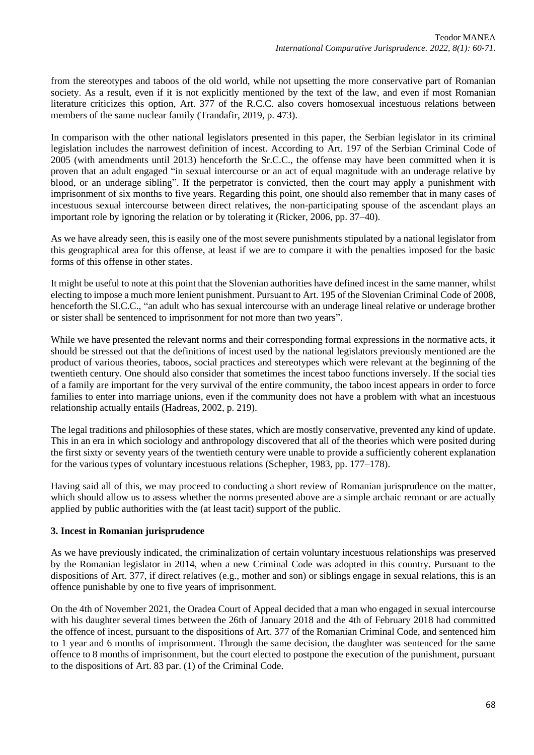from the stereotypes and taboos of the old world, while not upsetting the more conservative part of Romanian society. As a result, even if it is not explicitly mentioned by the text of the law, and even if most Romanian literature criticizes this option, Art. 377 of the R.C.C. also covers homosexual incestuous relations between members of the same nuclear family (Trandafir, 2019, p. 473).

In comparison with the other national legislators presented in this paper, the Serbian legislator in its criminal legislation includes the narrowest definition of incest. According to Art. 197 of the Serbian Criminal Code of 2005 (with amendments until 2013) henceforth the Sr.C.C., the offense may have been committed when it is proven that an adult engaged "in sexual intercourse or an act of equal magnitude with an underage relative by blood, or an underage sibling". If the perpetrator is convicted, then the court may apply a punishment with imprisonment of six months to five years. Regarding this point, one should also remember that in many cases of incestuous sexual intercourse between direct relatives, the non-participating spouse of the ascendant plays an important role by ignoring the relation or by tolerating it (Ricker, 2006, pp. 37–40).

As we have already seen, this is easily one of the most severe punishments stipulated by a national legislator from this geographical area for this offense, at least if we are to compare it with the penalties imposed for the basic forms of this offense in other states.

It might be useful to note at this point that the Slovenian authorities have defined incest in the same manner, whilst electing to impose a much more lenient punishment. Pursuant to Art. 195 of the Slovenian Criminal Code of 2008, henceforth the Sl.C.C., "an adult who has sexual intercourse with an underage lineal relative or underage brother or sister shall be sentenced to imprisonment for not more than two years".

While we have presented the relevant norms and their corresponding formal expressions in the normative acts, it should be stressed out that the definitions of incest used by the national legislators previously mentioned are the product of various theories, taboos, social practices and stereotypes which were relevant at the beginning of the twentieth century. One should also consider that sometimes the incest taboo functions inversely. If the social ties of a family are important for the very survival of the entire community, the taboo incest appears in order to force families to enter into marriage unions, even if the community does not have a problem with what an incestuous relationship actually entails (Hadreas, 2002, p. 219).

The legal traditions and philosophies of these states, which are mostly conservative, prevented any kind of update. This in an era in which sociology and anthropology discovered that all of the theories which were posited during the first sixty or seventy years of the twentieth century were unable to provide a sufficiently coherent explanation for the various types of voluntary incestuous relations (Schepher, 1983, pp. 177–178).

Having said all of this, we may proceed to conducting a short review of Romanian jurisprudence on the matter, which should allow us to assess whether the norms presented above are a simple archaic remnant or are actually applied by public authorities with the (at least tacit) support of the public.

### 3. Incest in Romanian jurisprudence

As we have previously indicated, the criminalization of certain voluntary incestuous relationships was preserved by the Romanian legislator in 2014, when a new Criminal Code was adopted in this country. Pursuant to the dispositions of Art. 377, if direct relatives (e.g., mother and son) or siblings engage in sexual relations, this is an offence punishable by one to five years of imprisonment.

On the 4th of November 2021, the Oradea Court of Appeal decided that a man who engaged in sexual intercourse with his daughter several times between the 26th of January 2018 and the 4th of February 2018 had committed the offence of incest, pursuant to the dispositions of Art. 377 of the Romanian Criminal Code, and sentenced him to 1 year and 6 months of imprisonment. Through the same decision, the daughter was sentenced for the same offence to 8 months of imprisonment, but the court elected to postpone the execution of the punishment, pursuant to the dispositions of Art. 83 par. (1) of the Criminal Code.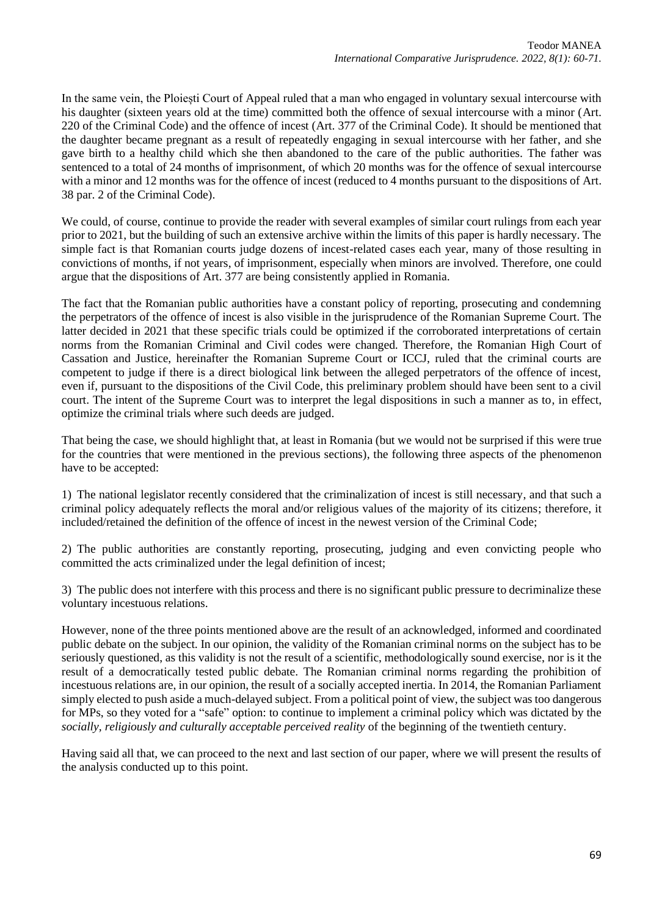In the same vein, the Ploiești Court of Appeal ruled that a man who engaged in voluntary sexual intercourse with his daughter (sixteen years old at the time) committed both the offence of sexual intercourse with a minor (Art. 220 of the Criminal Code) and the offence of incest (Art. 377 of the Criminal Code). It should be mentioned that the daughter became pregnant as a result of repeatedly engaging in sexual intercourse with her father, and she gave birth to a healthy child which she then abandoned to the care of the public authorities. The father was sentenced to a total of 24 months of imprisonment, of which 20 months was for the offence of sexual intercourse with a minor and 12 months was for the offence of incest (reduced to 4 months pursuant to the dispositions of Art. 38 par. 2 of the Criminal Code).

We could, of course, continue to provide the reader with several examples of similar court rulings from each year prior to 2021, but the building of such an extensive archive within the limits of this paper is hardly necessary. The simple fact is that Romanian courts judge dozens of incest-related cases each year, many of those resulting in convictions of months, if not years, of imprisonment, especially when minors are involved. Therefore, one could argue that the dispositions of Art. 377 are being consistently applied in Romania.

The fact that the Romanian public authorities have a constant policy of reporting, prosecuting and condemning the perpetrators of the offence of incest is also visible in the jurisprudence of the Romanian Supreme Court. The latter decided in 2021 that these specific trials could be optimized if the corroborated interpretations of certain norms from the Romanian Criminal and Civil codes were changed. Therefore, the Romanian High Court of Cassation and Justice, hereinafter the Romanian Supreme Court or ICCJ, ruled that the criminal courts are competent to judge if there is a direct biological link between the alleged perpetrators of the offence of incest, even if, pursuant to the dispositions of the Civil Code, this preliminary problem should have been sent to a civil court. The intent of the Supreme Court was to interpret the legal dispositions in such a manner as to, in effect, optimize the criminal trials where such deeds are judged.

That being the case, we should highlight that, at least in Romania (but we would not be surprised if this were true for the countries that were mentioned in the previous sections), the following three aspects of the phenomenon have to be accepted:

1) The national legislator recently considered that the criminalization of incest is still necessary, and that such a criminal policy adequately reflects the moral and/or religious values of the majority of its citizens; therefore, it included/retained the definition of the offence of incest in the newest version of the Criminal Code;

2) The public authorities are constantly reporting, prosecuting, judging and even convicting people who committed the acts criminalized under the legal definition of incest;

3) The public does not interfere with this process and there is no significant public pressure to decriminalize these voluntary incestuous relations.

However, none of the three points mentioned above are the result of an acknowledged, informed and coordinated public debate on the subject. In our opinion, the validity of the Romanian criminal norms on the subject has to be seriously questioned, as this validity is not the result of a scientific, methodologically sound exercise, nor is it the result of a democratically tested public debate. The Romanian criminal norms regarding the prohibition of incestuous relations are, in our opinion, the result of a socially accepted inertia. In 2014, the Romanian Parliament simply elected to push aside a much-delayed subject. From a political point of view, the subject was too dangerous for MPs, so they voted for a "safe" option: to continue to implement a criminal policy which was dictated by the *socially, religiously and culturally acceptable perceived reality* of the beginning of the twentieth century.

Having said all that, we can proceed to the next and last section of our paper, where we will present the results of the analysis conducted up to this point.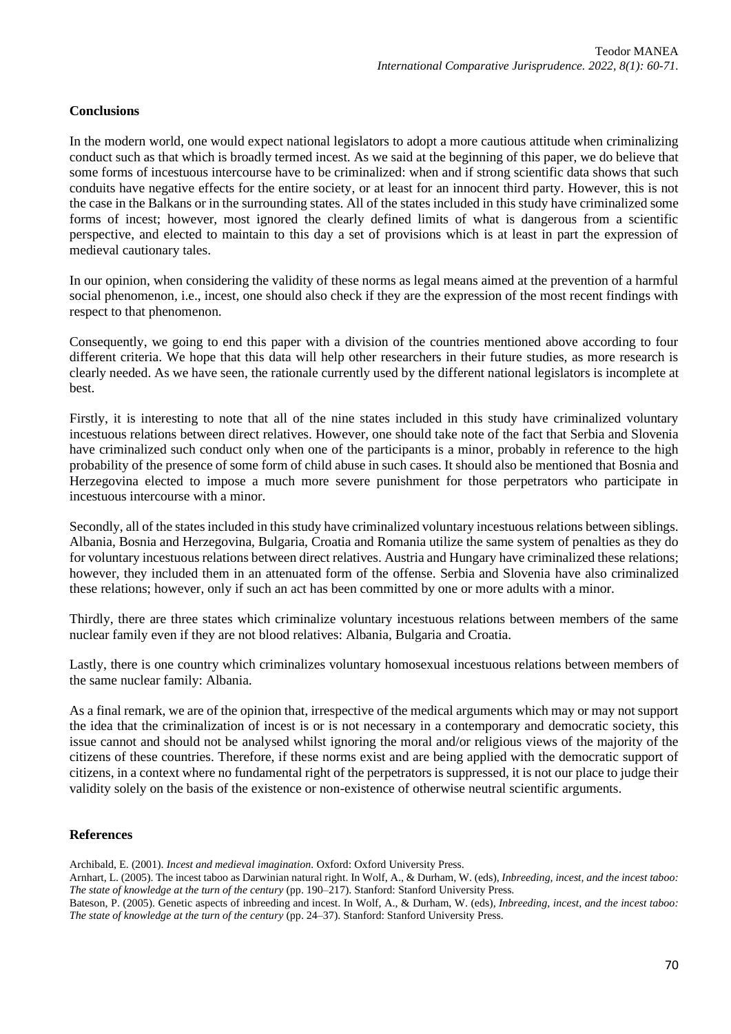## Conclusions

In the modern world, one would expect national legislators to adopt a more cautious attitude when criminalizing conduct such as that which is broadly termed incest. As we said at the beginning of this paper, we do believe that some forms of incestuous intercourse have to be criminalized: when and if strong scientific data shows that such conduits have negative effects for the entire society, or at least for an innocent third party. However, this is not the case in the Balkans or in the surrounding states. All of the states included in this study have criminalized some forms of incest; however, most ignored the clearly defined limits of what is dangerous from a scientific perspective, and elected to maintain to this day a set of provisions which is at least in part the expression of medieval cautionary tales.

In our opinion, when considering the validity of these norms as legal means aimed at the prevention of a harmful social phenomenon, i.e., incest, one should also check if they are the expression of the most recent findings with respect to that phenomenon.

Consequently, we going to end this paper with a division of the countries mentioned above according to four different criteria. We hope that this data will help other researchers in their future studies, as more research is clearly needed. As we have seen, the rationale currently used by the different national legislators is incomplete at best.

Firstly, it is interesting to note that all of the nine states included in this study have criminalized voluntary incestuous relations between direct relatives. However, one should take note of the fact that Serbia and Slovenia have criminalized such conduct only when one of the participants is a minor, probably in reference to the high probability of the presence of some form of child abuse in such cases. It should also be mentioned that Bosnia and Herzegovina elected to impose a much more severe punishment for those perpetrators who participate in incestuous intercourse with a minor.

Secondly, all of the states included in this study have criminalized voluntary incestuous relations between siblings. Albania, Bosnia and Herzegovina, Bulgaria, Croatia and Romania utilize the same system of penalties as they do for voluntary incestuous relations between direct relatives. Austria and Hungary have criminalized these relations; however, they included them in an attenuated form of the offense. Serbia and Slovenia have also criminalized these relations; however, only if such an act has been committed by one or more adults with a minor.

Thirdly, there are three states which criminalize voluntary incestuous relations between members of the same nuclear family even if they are not blood relatives: Albania, Bulgaria and Croatia.

Lastly, there is one country which criminalizes voluntary homosexual incestuous relations between members of the same nuclear family: Albania.

As a final remark, we are of the opinion that, irrespective of the medical arguments which may or may not support the idea that the criminalization of incest is or is not necessary in a contemporary and democratic society, this issue cannot and should not be analysed whilst ignoring the moral and/or religious views of the majority of the citizens of these countries. Therefore, if these norms exist and are being applied with the democratic support of citizens, in a context where no fundamental right of the perpetrators is suppressed, it is not our place to judge their validity solely on the basis of the existence or non-existence of otherwise neutral scientific arguments.

## References

Archibald, E. (2001). *Incest and medieval imagination.* Oxford: Oxford University Press.

Arnhart, L. (2005). The incest taboo as Darwinian natural right. In Wolf, A., & Durham, W. (eds), *Inbreeding, incest, and the incest taboo: The state of knowledge at the turn of the century* (pp. 190–217). Stanford: Stanford University Press.

Bateson, P. (2005). Genetic aspects of inbreeding and incest. In Wolf, A., & Durham, W. (eds), *Inbreeding, incest, and the incest taboo: The state of knowledge at the turn of the century* (pp. 24–37). Stanford: Stanford University Press.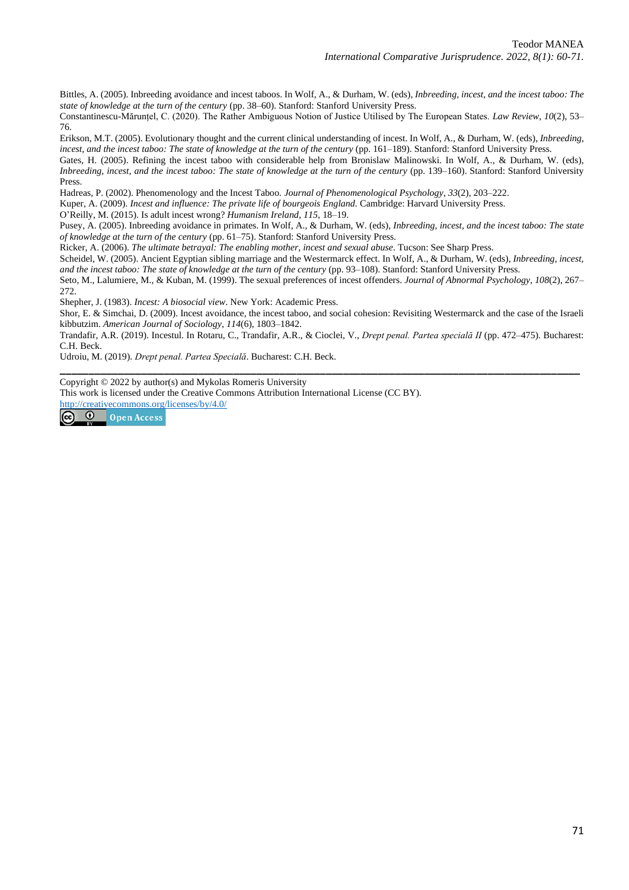Bittles, A. (2005). Inbreeding avoidance and incest taboos. In Wolf, A., & Durham, W. (eds), *Inbreeding, incest, and the incest taboo: The state of knowledge at the turn of the century* (pp. 38–60). Stanford: Stanford University Press.

Constantinescu-Mărunțel, C. (2020). The Rather Ambiguous Notion of Justice Utilised by The European States. *Law Review*, *10*(2), 53–76.

Erikson, M.T. (2005). Evolutionary thought and the current clinical understanding of incest. In Wolf, A., & Durham, W. (eds), *Inbreeding, incest, and the incest taboo: The state of knowledge at the turn of the century* (pp. 161–189). Stanford: Stanford University Press.

Gates, H. (2005). Refining the incest taboo with considerable help from Bronislaw Malinowski. In Wolf, A., & Durham, W. (eds), *Inbreeding, incest, and the incest taboo: The state of knowledge at the turn of the century* (pp. 139–160). Stanford: Stanford University Press.

Hadreas, P. (2002). Phenomenology and the Incest Taboo. *Journal of Phenomenological Psychology*, *33*(2), 203–222.

Kuper, A. (2009). *Incest and influence: The private life of bourgeois England.* Cambridge: Harvard University Press.

O'Reilly, M. (2015). Is adult incest wrong? *Humanism Ireland*, *115*, 18–19.

Pusey, A. (2005). Inbreeding avoidance in primates. In Wolf, A., & Durham, W. (eds), *Inbreeding, incest, and the incest taboo: The state of knowledge at the turn of the century* (pp. 61–75). Stanford: Stanford University Press.

Ricker, A. (2006). *The ultimate betrayal: The enabling mother, incest and sexual abuse*. Tucson: See Sharp Press.

Scheidel, W. (2005). Ancient Egyptian sibling marriage and the Westermarck effect. In Wolf, A., & Durham, W. (eds), *Inbreeding, incest, and the incest taboo: The state of knowledge at the turn of the century* (pp. 93–108). Stanford: Stanford University Press.

Seto, M., Lalumiere, M., & Kuban, M. (1999). The sexual preferences of incest offenders. *Journal of Abnormal Psychology*, *108*(2), 267–272.

Shepher, J. (1983). *Incest: A biosocial view*. New York: Academic Press.

Shor, E. & Simchai, D. (2009). Incest avoidance, the incest taboo, and social cohesion: Revisiting Westermarck and the case of the Israeli kibbutzim. *American Journal of Sociology*, *114*(6), 1803–1842.

Trandafir, A.R. (2019). Incestul. In Rotaru, C., Trandafir, A.R., & Cioclei, V., *Drept penal. Partea specială II* (pp. 472–475). Bucharest: C.H. Beck.

Udroiu, M. (2019). *Drept penal. Partea Specială*. Bucharest: C.H. Beck.

---

Copyright © 2022 by author(s) and Mykolas Romeris University
This work is licensed under the Creative Commons Attribution International License (CC BY).
http://creativecommons.org/licenses/by/4.0/

Open Access